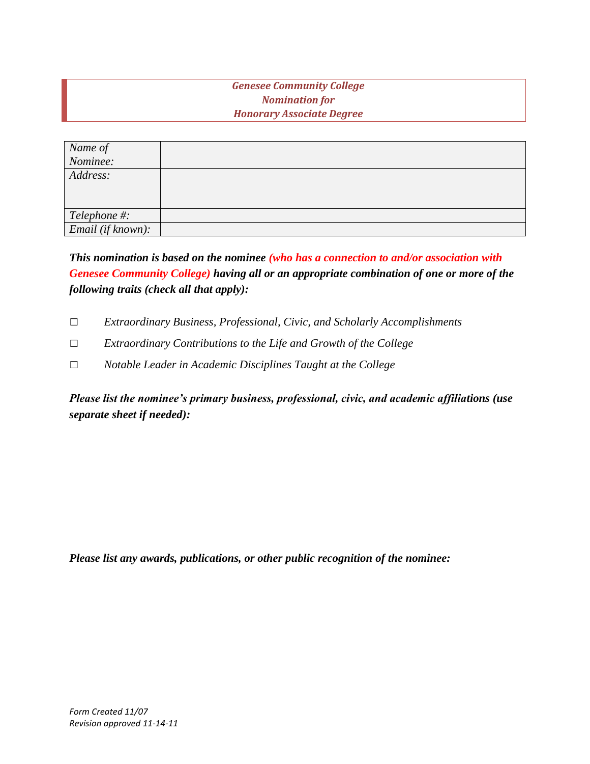***Genesee Community College***
***Nomination for***
***Honorary Associate Degree***

| | |
|---|---|
| *Name of Nominee:* | |
| *Address:* | |
| *Telephone #:* | |
| *Email (if known):* | |

***This nomination is based on the nominee (who has a connection to and/or association with Genesee Community College) having all or an appropriate combination of one or more of the following traits (check all that apply):***

☐ *Extraordinary Business, Professional, Civic, and Scholarly Accomplishments*

☐ *Extraordinary Contributions to the Life and Growth of the College*

☐ *Notable Leader in Academic Disciplines Taught at the College*

***Please list the nominee's primary business, professional, civic, and academic affiliations (use separate sheet if needed):***

***Please list any awards, publications, or other public recognition of the nominee:***

*Form Created 11/07*
*Revision approved 11-14-11*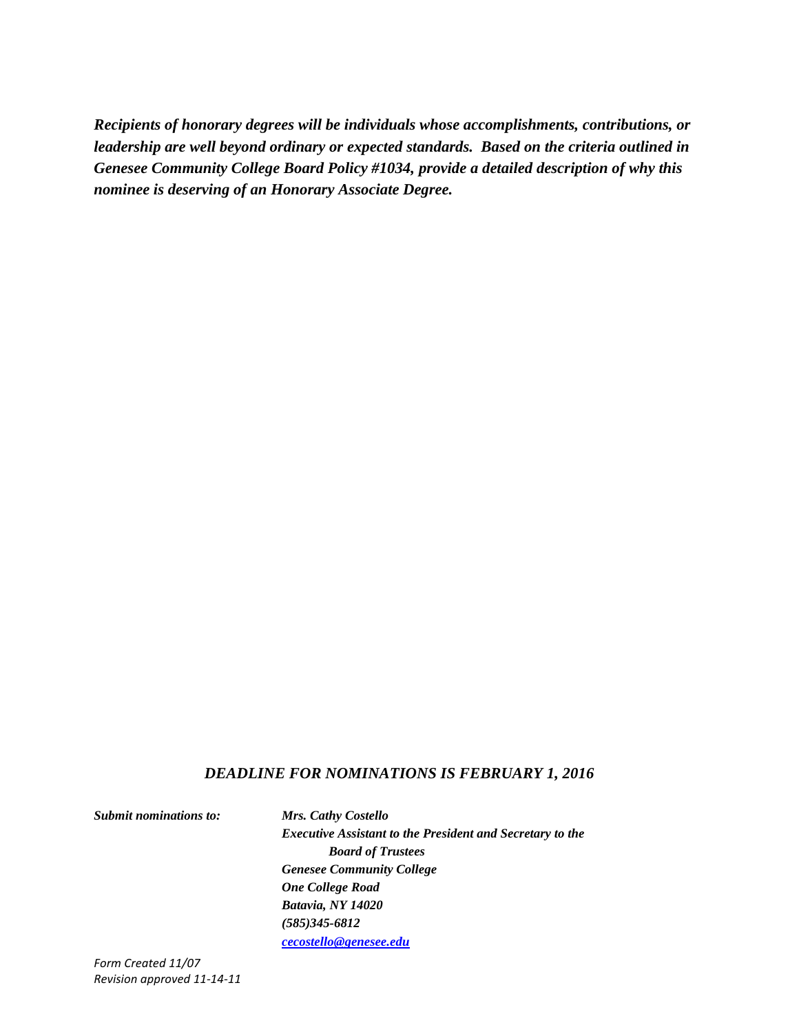***Recipients of honorary degrees will be individuals whose accomplishments, contributions, or leadership are well beyond ordinary or expected standards. Based on the criteria outlined in Genesee Community College Board Policy #1034, provide a detailed description of why this nominee is deserving of an Honorary Associate Degree.***

***DEADLINE FOR NOMINATIONS IS FEBRUARY 1, 2016***

***Submit nominations to:***

***Mrs. Cathy Costello***
***Executive Assistant to the President and Secretary to the Board of Trustees***
***Genesee Community College***
***One College Road***
***Batavia, NY 14020***
***(585)345-6812***
***cecostello@genesee.edu***

*Form Created 11/07*
*Revision approved 11-14-11*